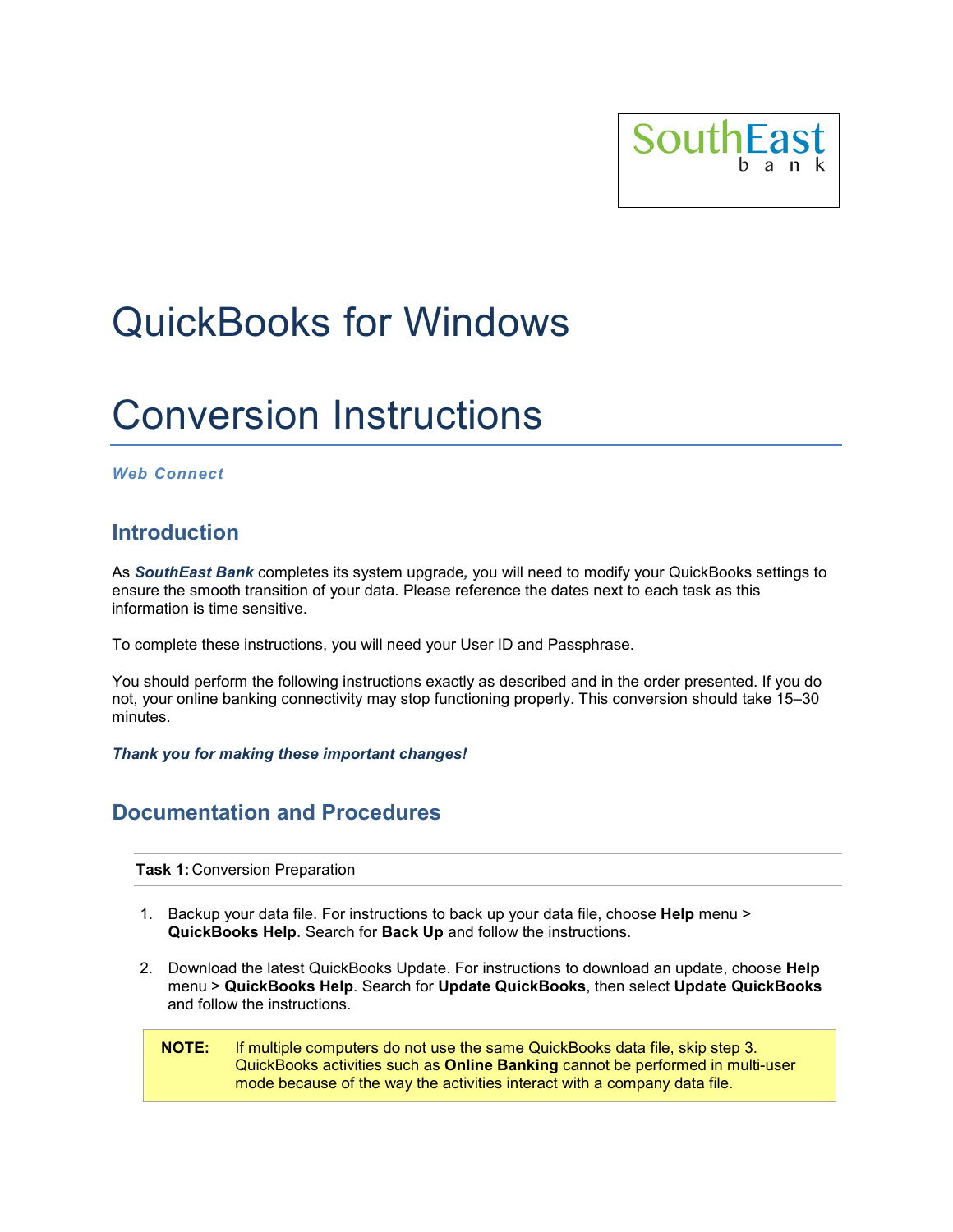SouthEast bank

# QuickBooks for Windows

# Conversion Instructions

***Web Connect***

## Introduction

As ***SouthEast Bank*** completes its system upgrade, you will need to modify your QuickBooks settings to ensure the smooth transition of your data. Please reference the dates next to each task as this information is time sensitive.

To complete these instructions, you will need your User ID and Passphrase.

You should perform the following instructions exactly as described and in the order presented. If you do not, your online banking connectivity may stop functioning properly. This conversion should take 15–30 minutes.

***Thank you for making these important changes!***

## Documentation and Procedures

**Task 1:** Conversion Preparation

1. Backup your data file. For instructions to back up your data file, choose **Help** menu > **QuickBooks Help**. Search for **Back Up** and follow the instructions.

2. Download the latest QuickBooks Update. For instructions to download an update, choose **Help** menu > **QuickBooks Help**. Search for **Update QuickBooks**, then select **Update QuickBooks** and follow the instructions.

> **NOTE:** If multiple computers do not use the same QuickBooks data file, skip step 3. QuickBooks activities such as **Online Banking** cannot be performed in multi-user mode because of the way the activities interact with a company data file.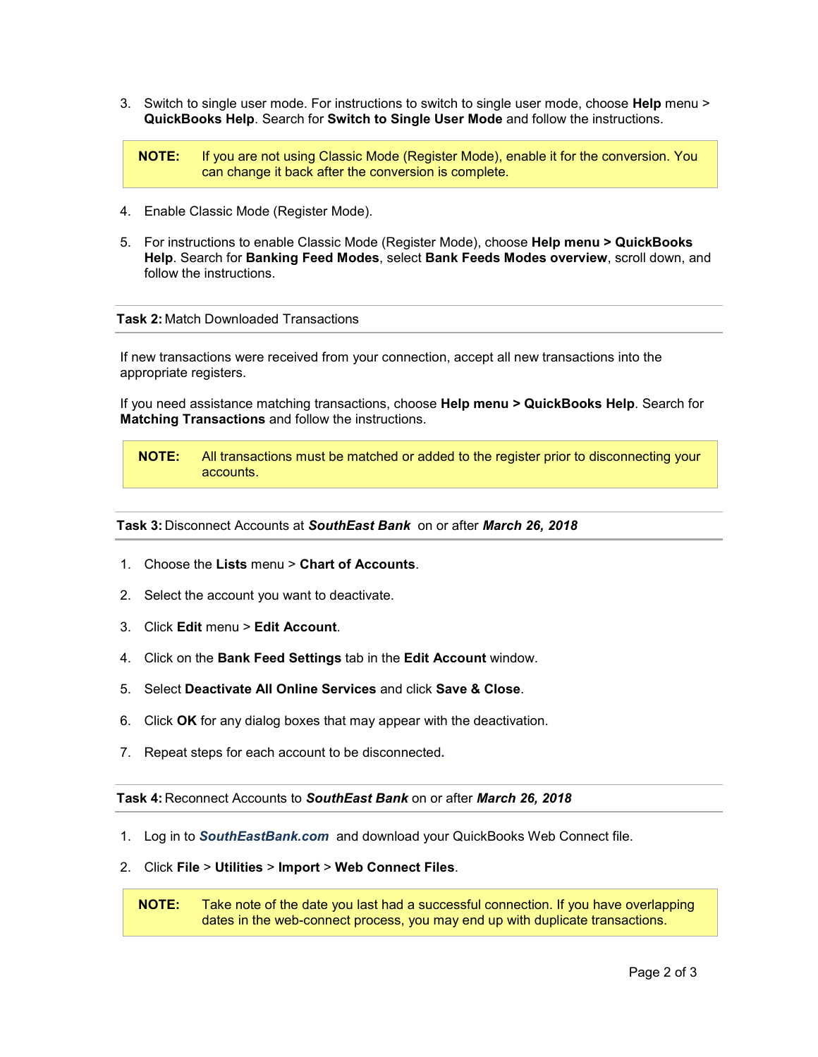3. Switch to single user mode. For instructions to switch to single user mode, choose **Help** menu > **QuickBooks Help**. Search for **Switch to Single User Mode** and follow the instructions.

> **NOTE:** If you are not using Classic Mode (Register Mode), enable it for the conversion. You can change it back after the conversion is complete.

4. Enable Classic Mode (Register Mode).

5. For instructions to enable Classic Mode (Register Mode), choose **Help menu > QuickBooks Help**. Search for **Banking Feed Modes**, select **Bank Feeds Modes overview**, scroll down, and follow the instructions.

---

**Task 2:** Match Downloaded Transactions

---

If new transactions were received from your connection, accept all new transactions into the appropriate registers.

If you need assistance matching transactions, choose **Help menu > QuickBooks Help**. Search for **Matching Transactions** and follow the instructions.

> **NOTE:** All transactions must be matched or added to the register prior to disconnecting your accounts.

---

**Task 3:** Disconnect Accounts at ***SouthEast Bank*** on or after ***March 26, 2018***

---

1. Choose the **Lists** menu > **Chart of Accounts**.

2. Select the account you want to deactivate.

3. Click **Edit** menu > **Edit Account**.

4. Click on the **Bank Feed Settings** tab in the **Edit Account** window.

5. Select **Deactivate All Online Services** and click **Save & Close**.

6. Click **OK** for any dialog boxes that may appear with the deactivation.

7. Repeat steps for each account to be disconnected.

---

**Task 4:** Reconnect Accounts to ***SouthEast Bank*** on or after ***March 26, 2018***

---

1. Log in to ***SouthEastBank.com*** and download your QuickBooks Web Connect file.

2. Click **File** > **Utilities** > **Import** > **Web Connect Files**.

> **NOTE:** Take note of the date you last had a successful connection. If you have overlapping dates in the web-connect process, you may end up with duplicate transactions.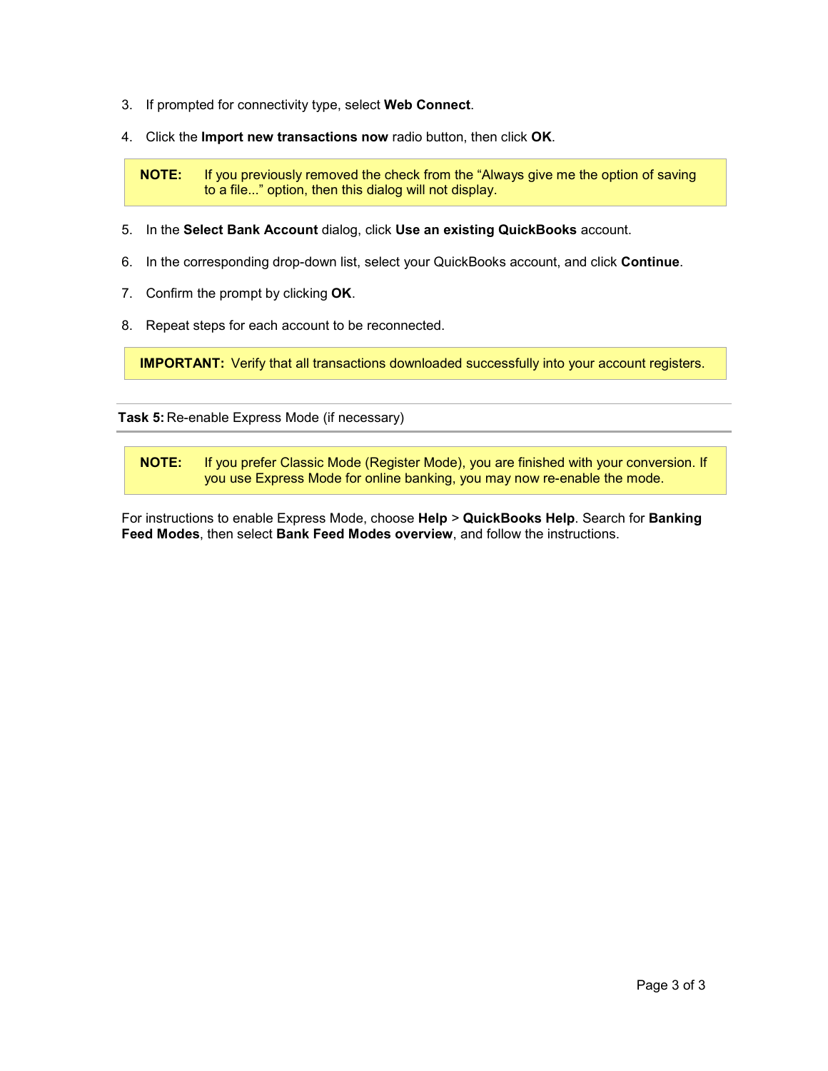3. If prompted for connectivity type, select **Web Connect**.

4. Click the **Import new transactions now** radio button, then click **OK**.

> **NOTE:** If you previously removed the check from the “Always give me the option of saving to a file...” option, then this dialog will not display.

5. In the **Select Bank Account** dialog, click **Use an existing QuickBooks** account.

6. In the corresponding drop-down list, select your QuickBooks account, and click **Continue**.

7. Confirm the prompt by clicking **OK**.

8. Repeat steps for each account to be reconnected.

> **IMPORTANT:** Verify that all transactions downloaded successfully into your account registers.

**Task 5:** Re-enable Express Mode (if necessary)

> **NOTE:** If you prefer Classic Mode (Register Mode), you are finished with your conversion. If you use Express Mode for online banking, you may now re-enable the mode.

For instructions to enable Express Mode, choose **Help** > **QuickBooks Help**. Search for **Banking Feed Modes**, then select **Bank Feed Modes overview**, and follow the instructions.